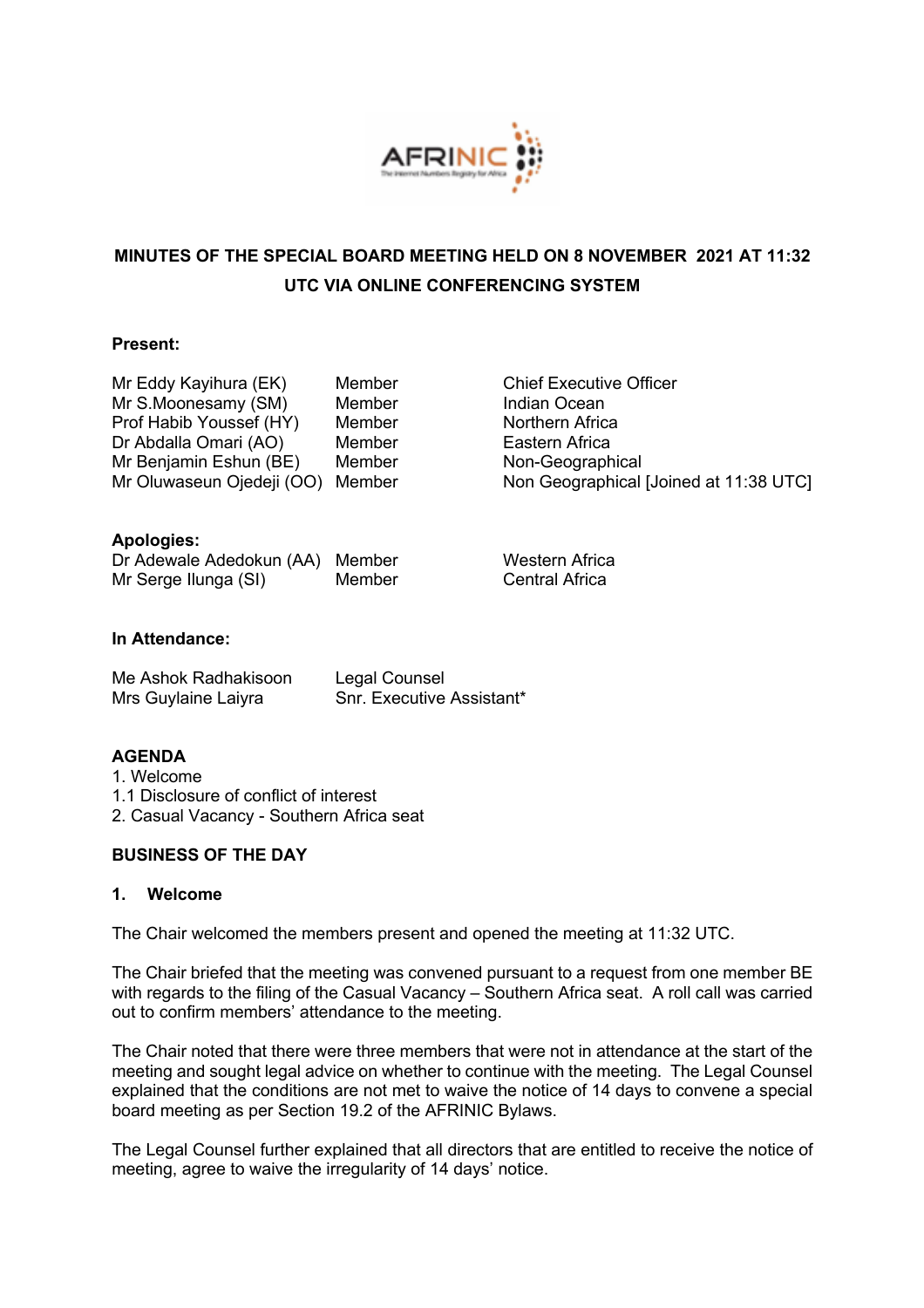# MINUTES OF THE SPECIAL BOARD MEETING HELD ON 8 NOVEMBER 2021 AT 11:32 UTC VIA ONLINE CONFERENCING SYSTEM

**Present:**

| | | |
|---|---|---|
| Mr Eddy Kayihura (EK) | Member | Chief Executive Officer |
| Mr S.Moonesamy (SM) | Member | Indian Ocean |
| Prof Habib Youssef (HY) | Member | Northern Africa |
| Dr Abdalla Omari (AO) | Member | Eastern Africa |
| Mr Benjamin Eshun (BE) | Member | Non-Geographical |
| Mr Oluwaseun Ojedeji (OO) | Member | Non Geographical [Joined at 11:38 UTC] |

**Apologies:**

| | | |
|---|---|---|
| Dr Adewale Adedokun (AA) | Member | Western Africa |
| Mr Serge Ilunga (SI) | Member | Central Africa |

**In Attendance:**

| | |
|---|---|
| Me Ashok Radhakisoon | Legal Counsel |
| Mrs Guylaine Laiyra | Snr. Executive Assistant* |

**AGENDA**

1. Welcome
1.1 Disclosure of conflict of interest
2. Casual Vacancy - Southern Africa seat

**BUSINESS OF THE DAY**

### 1. Welcome

The Chair welcomed the members present and opened the meeting at 11:32 UTC.

The Chair briefed that the meeting was convened pursuant to a request from one member BE with regards to the filing of the Casual Vacancy – Southern Africa seat. A roll call was carried out to confirm members' attendance to the meeting.

The Chair noted that there were three members that were not in attendance at the start of the meeting and sought legal advice on whether to continue with the meeting. The Legal Counsel explained that the conditions are not met to waive the notice of 14 days to convene a special board meeting as per Section 19.2 of the AFRINIC Bylaws.

The Legal Counsel further explained that all directors that are entitled to receive the notice of meeting, agree to waive the irregularity of 14 days' notice.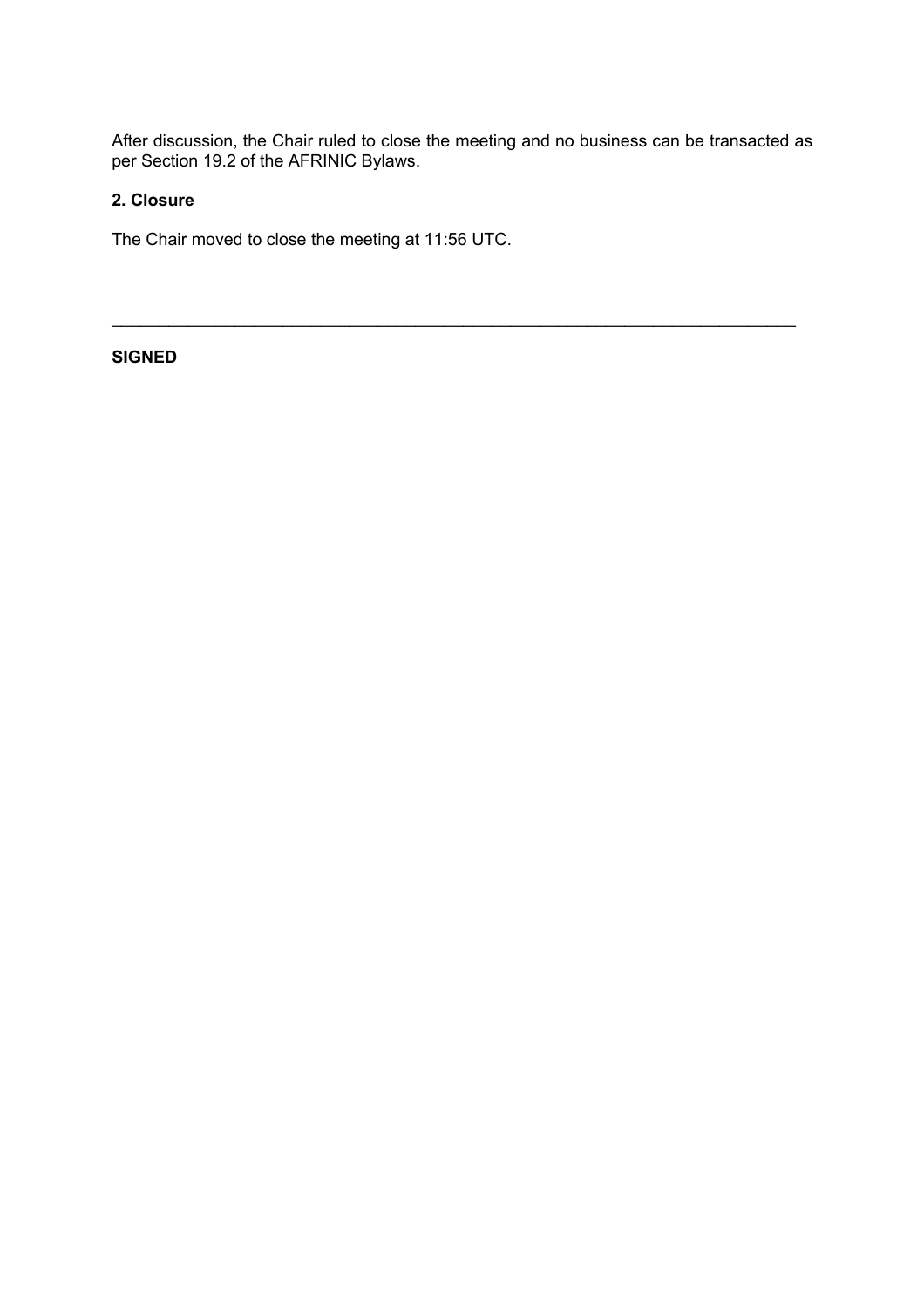After discussion, the Chair ruled to close the meeting and no business can be transacted as per Section 19.2 of the AFRINIC Bylaws.

**2. Closure**

The Chair moved to close the meeting at 11:56 UTC.

---

**SIGNED**